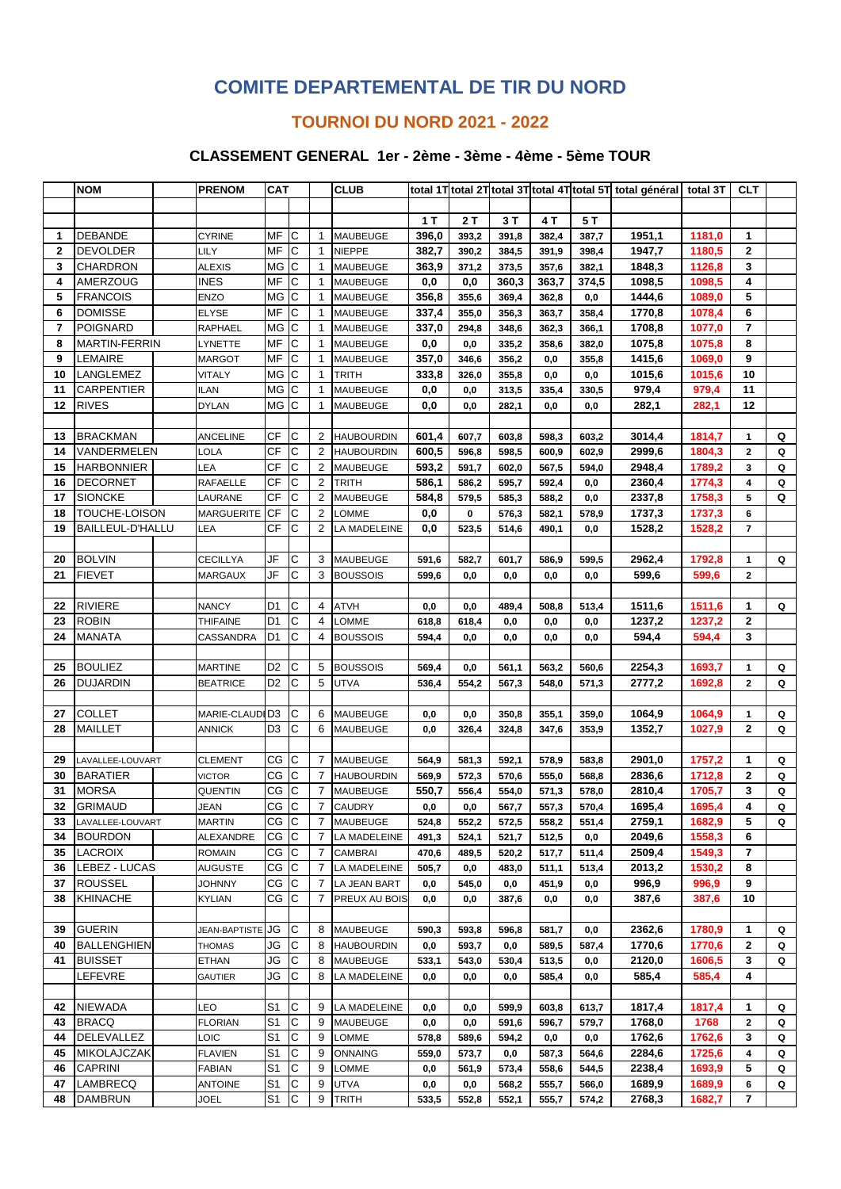# COMITE DEPARTEMENTAL DE TIR DU NORD

## TOURNOI DU NORD 2021 - 2022

### CLASSEMENT GENERAL 1er - 2ème - 3ème - 4ème - 5ème TOUR

| | NOM | | PRENOM | CAT | | | CLUB | total 1T | total 2T | total 3T | total 4T | total 5T | total général | total 3T | CLT | |
|---|---|---|---|---|---|---|---|---|---|---|---|---|---|---|---|---|
| | | | | | | | | 1 T | 2 T | 3 T | 4 T | 5 T | | | | |
| 1 | DEBANDE | | CYRINE | MF | C | 1 | MAUBEUGE | 396,0 | 393,2 | 391,8 | 382,4 | 387,7 | 1951,1 | 1181,0 | 1 | |
| 2 | DEVOLDER | | LILY | MF | C | 1 | NIEPPE | 382,7 | 390,2 | 384,5 | 391,9 | 398,4 | 1947,7 | 1180,5 | 2 | |
| 3 | CHARDRON | | ALEXIS | MG | C | 1 | MAUBEUGE | 363,9 | 371,2 | 373,5 | 357,6 | 382,1 | 1848,3 | 1126,8 | 3 | |
| 4 | AMERZOUG | | INES | MF | C | 1 | MAUBEUGE | 0,0 | 0,0 | 360,3 | 363,7 | 374,5 | 1098,5 | 1098,5 | 4 | |
| 5 | FRANCOIS | | ENZO | MG | C | 1 | MAUBEUGE | 356,8 | 355,6 | 369,4 | 362,8 | 0,0 | 1444,6 | 1089,0 | 5 | |
| 6 | DOMISSE | | ELYSE | MF | C | 1 | MAUBEUGE | 337,4 | 355,0 | 356,3 | 363,7 | 358,4 | 1770,8 | 1078,4 | 6 | |
| 7 | POIGNARD | | RAPHAEL | MG | C | 1 | MAUBEUGE | 337,0 | 294,8 | 348,6 | 362,3 | 366,1 | 1708,8 | 1077,0 | 7 | |
| 8 | MARTIN-FERRIN | | LYNETTE | MF | C | 1 | MAUBEUGE | 0,0 | 0,0 | 335,2 | 358,6 | 382,0 | 1075,8 | 1075,8 | 8 | |
| 9 | LEMAIRE | | MARGOT | MF | C | 1 | MAUBEUGE | 357,0 | 346,6 | 356,2 | 0,0 | 355,8 | 1415,6 | 1069,0 | 9 | |
| 10 | LANGLEMEZ | | VITALY | MG | C | 1 | TRITH | 333,8 | 326,0 | 355,8 | 0,0 | 0,0 | 1015,6 | 1015,6 | 10 | |
| 11 | CARPENTIER | | ILAN | MG | C | 1 | MAUBEUGE | 0,0 | 0,0 | 313,5 | 335,4 | 330,5 | 979,4 | 979,4 | 11 | |
| 12 | RIVES | | DYLAN | MG | C | 1 | MAUBEUGE | 0,0 | 0,0 | 282,1 | 0,0 | 0,0 | 282,1 | 282,1 | 12 | |
| | | | | | | | | | | | | | | | | |
| 13 | BRACKMAN | | ANCELINE | CF | C | 2 | HAUBOURDIN | 601,4 | 607,7 | 603,8 | 598,3 | 603,2 | 3014,4 | 1814,7 | 1 | Q |
| 14 | VANDERMELEN | | LOLA | CF | C | 2 | HAUBOURDIN | 600,5 | 596,8 | 598,5 | 600,9 | 602,9 | 2999,6 | 1804,3 | 2 | Q |
| 15 | HARBONNIER | | LEA | CF | C | 2 | MAUBEUGE | 593,2 | 591,7 | 602,0 | 567,5 | 594,0 | 2948,4 | 1789,2 | 3 | Q |
| 16 | DECORNET | | RAFAELLE | CF | C | 2 | TRITH | 586,1 | 586,2 | 595,7 | 592,4 | 0,0 | 2360,4 | 1774,3 | 4 | Q |
| 17 | SIONCKE | | LAURANE | CF | C | 2 | MAUBEUGE | 584,8 | 579,5 | 585,3 | 588,2 | 0,0 | 2337,8 | 1758,3 | 5 | Q |
| 18 | TOUCHE-LOISON | | MARGUERITE | CF | C | 2 | LOMME | 0,0 | 0 | 576,3 | 582,1 | 578,9 | 1737,3 | 1737,3 | 6 | |
| 19 | BAILLEUL-D'HALLU | | LEA | CF | C | 2 | LA MADELEINE | 0,0 | 523,5 | 514,6 | 490,1 | 0,0 | 1528,2 | 1528,2 | 7 | |
| | | | | | | | | | | | | | | | | |
| 20 | BOLVIN | | CECILLYA | JF | C | 3 | MAUBEUGE | 591,6 | 582,7 | 601,7 | 586,9 | 599,5 | 2962,4 | 1792,8 | 1 | Q |
| 21 | FIEVET | | MARGAUX | JF | C | 3 | BOUSSOIS | 599,6 | 0,0 | 0,0 | 0,0 | 0,0 | 599,6 | 599,6 | 2 | |
| | | | | | | | | | | | | | | | | |
| 22 | RIVIERE | | NANCY | D1 | C | 4 | ATVH | 0,0 | 0,0 | 489,4 | 508,8 | 513,4 | 1511,6 | 1511,6 | 1 | Q |
| 23 | ROBIN | | THIFAINE | D1 | C | 4 | LOMME | 618,8 | 618,4 | 0,0 | 0,0 | 0,0 | 1237,2 | 1237,2 | 2 | |
| 24 | MANATA | | CASSANDRA | D1 | C | 4 | BOUSSOIS | 594,4 | 0,0 | 0,0 | 0,0 | 0,0 | 594,4 | 594,4 | 3 | |
| | | | | | | | | | | | | | | | | |
| 25 | BOULIEZ | | MARTINE | D2 | C | 5 | BOUSSOIS | 569,4 | 0,0 | 561,1 | 563,2 | 560,6 | 2254,3 | 1693,7 | 1 | Q |
| 26 | DUJARDIN | | BEATRICE | D2 | C | 5 | UTVA | 536,4 | 554,2 | 567,3 | 548,0 | 571,3 | 2777,2 | 1692,8 | 2 | Q |
| | | | | | | | | | | | | | | | | |
| 27 | COLLET | | MARIE-CLAUDI | D3 | C | 6 | MAUBEUGE | 0,0 | 0,0 | 350,8 | 355,1 | 359,0 | 1064,9 | 1064,9 | 1 | Q |
| 28 | MAILLET | | ANNICK | D3 | C | 6 | MAUBEUGE | 0,0 | 326,4 | 324,8 | 347,6 | 353,9 | 1352,7 | 1027,9 | 2 | Q |
| | | | | | | | | | | | | | | | | |
| 29 | LAVALLEE-LOUVART | | CLEMENT | CG | C | 7 | MAUBEUGE | 564,9 | 581,3 | 592,1 | 578,9 | 583,8 | 2901,0 | 1757,2 | 1 | Q |
| 30 | BARATIER | | VICTOR | CG | C | 7 | HAUBOURDIN | 569,9 | 572,3 | 570,6 | 555,0 | 568,8 | 2836,6 | 1712,8 | 2 | Q |
| 31 | MORSA | | QUENTIN | CG | C | 7 | MAUBEUGE | 550,7 | 556,4 | 554,0 | 571,3 | 578,0 | 2810,4 | 1705,7 | 3 | Q |
| 32 | GRIMAUD | | JEAN | CG | C | 7 | CAUDRY | 0,0 | 0,0 | 567,7 | 557,3 | 570,4 | 1695,4 | 1695,4 | 4 | Q |
| 33 | LAVALLEE-LOUVART | | MARTIN | CG | C | 7 | MAUBEUGE | 524,8 | 552,2 | 572,5 | 558,2 | 551,4 | 2759,1 | 1682,9 | 5 | Q |
| 34 | BOURDON | | ALEXANDRE | CG | C | 7 | LA MADELEINE | 491,3 | 524,1 | 521,7 | 512,5 | 0,0 | 2049,6 | 1558,3 | 6 | |
| 35 | LACROIX | | ROMAIN | CG | C | 7 | CAMBRAI | 470,6 | 489,5 | 520,2 | 517,7 | 511,4 | 2509,4 | 1549,3 | 7 | |
| 36 | LEBEZ - LUCAS | | AUGUSTE | CG | C | 7 | LA MADELEINE | 505,7 | 0,0 | 483,0 | 511,1 | 513,4 | 2013,2 | 1530,2 | 8 | |
| 37 | ROUSSEL | | JOHNNY | CG | C | 7 | LA JEAN BART | 0,0 | 545,0 | 0,0 | 451,9 | 0,0 | 996,9 | 996,9 | 9 | |
| 38 | KHINACHE | | KYLIAN | CG | C | 7 | PREUX AU BOIS | 0,0 | 0,0 | 387,6 | 0,0 | 0,0 | 387,6 | 387,6 | 10 | |
| | | | | | | | | | | | | | | | | |
| 39 | GUERIN | | JEAN-BAPTISTE | JG | C | 8 | MAUBEUGE | 590,3 | 593,8 | 596,8 | 581,7 | 0,0 | 2362,6 | 1780,9 | 1 | Q |
| 40 | BALLENGHIEN | | THOMAS | JG | C | 8 | HAUBOURDIN | 0,0 | 593,7 | 0,0 | 589,5 | 587,4 | 1770,6 | 1770,6 | 2 | Q |
| 41 | BUISSET | | ETHAN | JG | C | 8 | MAUBEUGE | 533,1 | 543,0 | 530,4 | 513,5 | 0,0 | 2120,0 | 1606,5 | 3 | Q |
| | LEFEVRE | | GAUTIER | JG | C | 8 | LA MADELEINE | 0,0 | 0,0 | 0,0 | 585,4 | 0,0 | 585,4 | 585,4 | 4 | |
| | | | | | | | | | | | | | | | | |
| 42 | NIEWADA | | LEO | S1 | C | 9 | LA MADELEINE | 0,0 | 0,0 | 599,9 | 603,8 | 613,7 | 1817,4 | 1817,4 | 1 | Q |
| 43 | BRACQ | | FLORIAN | S1 | C | 9 | MAUBEUGE | 0,0 | 0,0 | 591,6 | 596,7 | 579,7 | 1768,0 | 1768 | 2 | Q |
| 44 | DELEVALLEZ | | LOIC | S1 | C | 9 | LOMME | 578,8 | 589,6 | 594,2 | 0,0 | 0,0 | 1762,6 | 1762,6 | 3 | Q |
| 45 | MIKOLAJCZAK | | FLAVIEN | S1 | C | 9 | ONNAING | 559,0 | 573,7 | 0,0 | 587,3 | 564,6 | 2284,6 | 1725,6 | 4 | Q |
| 46 | CAPRINI | | FABIAN | S1 | C | 9 | LOMME | 0,0 | 561,9 | 573,4 | 558,6 | 544,5 | 2238,4 | 1693,9 | 5 | Q |
| 47 | LAMBRECQ | | ANTOINE | S1 | C | 9 | UTVA | 0,0 | 0,0 | 568,2 | 555,7 | 566,0 | 1689,9 | 1689,9 | 6 | Q |
| 48 | DAMBRUN | | JOEL | S1 | C | 9 | TRITH | 533,5 | 552,8 | 552,1 | 555,7 | 574,2 | 2768,3 | 1682,7 | 7 | |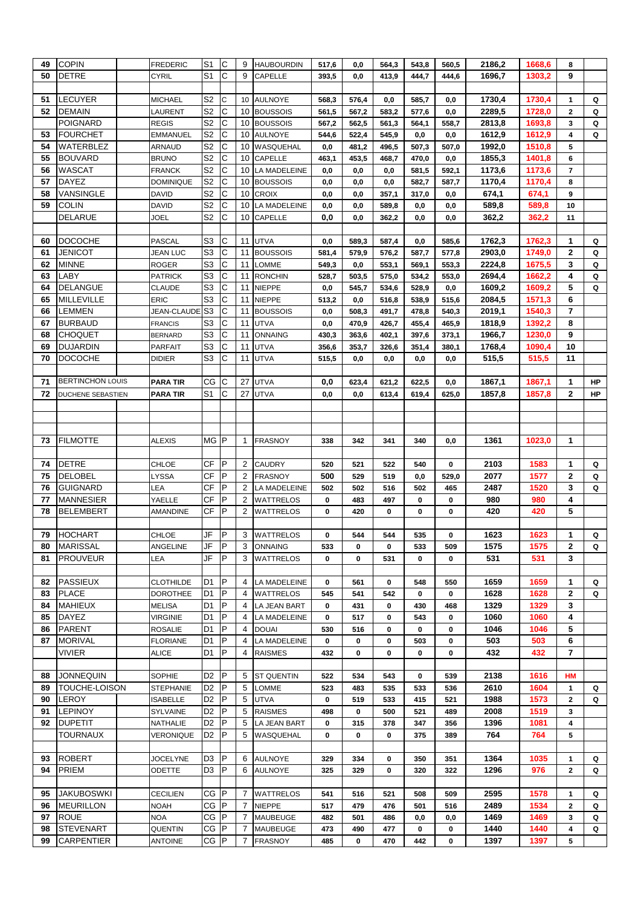| | | | | | | | | | | | | | | | | |
|---|---|---|---|---|---|---|---|---|---|---|---|---|---|---|---|---|
| 49 | COPIN | | FREDERIC | S1 | C | 9 | HAUBOURDIN | 517,6 | 0,0 | 564,3 | 543,8 | 560,5 | 2186,2 | 1668,6 | 8 | |
| 50 | DETRE | | CYRIL | S1 | C | 9 | CAPELLE | 393,5 | 0,0 | 413,9 | 444,7 | 444,6 | 1696,7 | 1303,2 | 9 | |
| | | | | | | | | | | | | | | | | |
| 51 | LECUYER | | MICHAEL | S2 | C | 10 | AULNOYE | 568,3 | 576,4 | 0,0 | 585,7 | 0,0 | 1730,4 | 1730,4 | 1 | Q |
| 52 | DEMAIN | | LAURENT | S2 | C | 10 | BOUSSOIS | 561,5 | 567,2 | 583,2 | 577,6 | 0,0 | 2289,5 | 1728,0 | 2 | Q |
| | POIGNARD | | REGIS | S2 | C | 10 | BOUSSOIS | 567,2 | 562,5 | 561,3 | 564,1 | 558,7 | 2813,8 | 1693,8 | 3 | Q |
| 53 | FOURCHET | | EMMANUEL | S2 | C | 10 | AULNOYE | 544,6 | 522,4 | 545,9 | 0,0 | 0,0 | 1612,9 | 1612,9 | 4 | Q |
| 54 | WATERBLEZ | | ARNAUD | S2 | C | 10 | WASQUEHAL | 0,0 | 481,2 | 496,5 | 507,3 | 507,0 | 1992,0 | 1510,8 | 5 | |
| 55 | BOUVARD | | BRUNO | S2 | C | 10 | CAPELLE | 463,1 | 453,5 | 468,7 | 470,0 | 0,0 | 1855,3 | 1401,8 | 6 | |
| 56 | WASCAT | | FRANCK | S2 | C | 10 | LA MADELEINE | 0,0 | 0,0 | 0,0 | 581,5 | 592,1 | 1173,6 | 1173,6 | 7 | |
| 57 | DAYEZ | | DOMINIQUE | S2 | C | 10 | BOUSSOIS | 0,0 | 0,0 | 0,0 | 582,7 | 587,7 | 1170,4 | 1170,4 | 8 | |
| 58 | VANSINGLE | | DAVID | S2 | C | 10 | CROIX | 0,0 | 0,0 | 357,1 | 317,0 | 0,0 | 674,1 | 674,1 | 9 | |
| 59 | COLIN | | DAVID | S2 | C | 10 | LA MADELEINE | 0,0 | 0,0 | 589,8 | 0,0 | 0,0 | 589,8 | 589,8 | 10 | |
| | DELARUE | | JOEL | S2 | C | 10 | CAPELLE | 0,0 | 0,0 | 362,2 | 0,0 | 0,0 | 362,2 | 362,2 | 11 | |
| | | | | | | | | | | | | | | | | |
| 60 | DOCOCHE | | PASCAL | S3 | C | 11 | UTVA | 0,0 | 589,3 | 587,4 | 0,0 | 585,6 | 1762,3 | 1762,3 | 1 | Q |
| 61 | JENICOT | | JEAN LUC | S3 | C | 11 | BOUSSOIS | 581,4 | 579,9 | 576,2 | 587,7 | 577,8 | 2903,0 | 1749,0 | 2 | Q |
| 62 | MINNE | | ROGER | S3 | C | 11 | LOMME | 549,3 | 0,0 | 553,1 | 569,1 | 553,3 | 2224,8 | 1675,5 | 3 | Q |
| 63 | LABY | | PATRICK | S3 | C | 11 | RONCHIN | 528,7 | 503,5 | 575,0 | 534,2 | 553,0 | 2694,4 | 1662,2 | 4 | Q |
| 64 | DELANGUE | | CLAUDE | S3 | C | 11 | NIEPPE | 0,0 | 545,7 | 534,6 | 528,9 | 0,0 | 1609,2 | 1609,2 | 5 | Q |
| 65 | MILLEVILLE | | ERIC | S3 | C | 11 | NIEPPE | 513,2 | 0,0 | 516,8 | 538,9 | 515,6 | 2084,5 | 1571,3 | 6 | |
| 66 | LEMMEN | | JEAN-CLAUDE | S3 | C | 11 | BOUSSOIS | 0,0 | 508,3 | 491,7 | 478,8 | 540,3 | 2019,1 | 1540,3 | 7 | |
| 67 | BURBAUD | | FRANCIS | S3 | C | 11 | UTVA | 0,0 | 470,9 | 426,7 | 455,4 | 465,9 | 1818,9 | 1392,2 | 8 | |
| 68 | CHOQUET | | BERNARD | S3 | C | 11 | ONNAING | 430,3 | 363,6 | 402,1 | 397,6 | 373,1 | 1966,7 | 1230,0 | 9 | |
| 69 | DUJARDIN | | PARFAIT | S3 | C | 11 | UTVA | 356,6 | 353,7 | 326,6 | 351,4 | 380,1 | 1768,4 | 1090,4 | 10 | |
| 70 | DOCOCHE | | DIDIER | S3 | C | 11 | UTVA | 515,5 | 0,0 | 0,0 | 0,0 | 0,0 | 515,5 | 515,5 | 11 | |
| | | | | | | | | | | | | | | | | |
| 71 | BERTINCHON LOUIS | | PARA TIR | CG | C | 27 | UTVA | 0,0 | 623,4 | 621,2 | 622,5 | 0,0 | 1867,1 | 1867,1 | 1 | HP |
| 72 | DUCHENE SEBASTIEN | | PARA TIR | S1 | C | 27 | UTVA | 0,0 | 0,0 | 613,4 | 619,4 | 625,0 | 1857,8 | 1857,8 | 2 | HP |
| | | | | | | | | | | | | | | | | |
| 73 | FILMOTTE | | ALEXIS | MG | P | 1 | FRASNOY | 338 | 342 | 341 | 340 | 0,0 | 1361 | 1023,0 | 1 | |
| | | | | | | | | | | | | | | | | |
| 74 | DETRE | | CHLOE | CF | P | 2 | CAUDRY | 520 | 521 | 522 | 540 | 0 | 2103 | 1583 | 1 | Q |
| 75 | DELOBEL | | LYSSA | CF | P | 2 | FRASNOY | 500 | 529 | 519 | 0,0 | 529,0 | 2077 | 1577 | 2 | Q |
| 76 | GUIGNARD | | LEA | CF | P | 2 | LA MADELEINE | 502 | 502 | 516 | 502 | 465 | 2487 | 1520 | 3 | Q |
| 77 | MANNESIER | | YAELLE | CF | P | 2 | WATTRELOS | 0 | 483 | 497 | 0 | 0 | 980 | 980 | 4 | |
| 78 | BELEMBERT | | AMANDINE | CF | P | 2 | WATTRELOS | 0 | 420 | 0 | 0 | 0 | 420 | 420 | 5 | |
| | | | | | | | | | | | | | | | | |
| 79 | HOCHART | | CHLOE | JF | P | 3 | WATTRELOS | 0 | 544 | 544 | 535 | 0 | 1623 | 1623 | 1 | Q |
| 80 | MARISSAL | | ANGELINE | JF | P | 3 | ONNAING | 533 | 0 | 0 | 533 | 509 | 1575 | 1575 | 2 | Q |
| 81 | PROUVEUR | | LEA | JF | P | 3 | WATTRELOS | 0 | 0 | 531 | 0 | 0 | 531 | 531 | 3 | |
| | | | | | | | | | | | | | | | | |
| 82 | PASSIEUX | | CLOTHILDE | D1 | P | 4 | LA MADELEINE | 0 | 561 | 0 | 548 | 550 | 1659 | 1659 | 1 | Q |
| 83 | PLACE | | DOROTHEE | D1 | P | 4 | WATTRELOS | 545 | 541 | 542 | 0 | 0 | 1628 | 1628 | 2 | Q |
| 84 | MAHIEUX | | MELISA | D1 | P | 4 | LA JEAN BART | 0 | 431 | 0 | 430 | 468 | 1329 | 1329 | 3 | |
| 85 | DAYEZ | | VIRGINIE | D1 | P | 4 | LA MADELEINE | 0 | 517 | 0 | 543 | 0 | 1060 | 1060 | 4 | |
| 86 | PARENT | | ROSALIE | D1 | P | 4 | DOUAI | 530 | 516 | 0 | 0 | 0 | 1046 | 1046 | 5 | |
| 87 | MORIVAL | | FLORIANE | D1 | P | 4 | LA MADELEINE | 0 | 0 | 0 | 503 | 0 | 503 | 503 | 6 | |
| | VIVIER | | ALICE | D1 | P | 4 | RAISMES | 432 | 0 | 0 | 0 | 0 | 432 | 432 | 7 | |
| | | | | | | | | | | | | | | | | |
| 88 | JONNEQUIN | | SOPHIE | D2 | P | 5 | ST QUENTIN | 522 | 534 | 543 | 0 | 539 | 2138 | 1616 | HM | |
| 89 | TOUCHE-LOISON | | STEPHANIE | D2 | P | 5 | LOMME | 523 | 483 | 535 | 533 | 536 | 2610 | 1604 | 1 | Q |
| 90 | LEROY | | ISABELLE | D2 | P | 5 | UTVA | 0 | 519 | 533 | 415 | 521 | 1988 | 1573 | 2 | Q |
| 91 | LEPINOY | | SYLVAINE | D2 | P | 5 | RAISMES | 498 | 0 | 500 | 521 | 489 | 2008 | 1519 | 3 | |
| 92 | DUPETIT | | NATHALIE | D2 | P | 5 | LA JEAN BART | 0 | 315 | 378 | 347 | 356 | 1396 | 1081 | 4 | |
| | TOURNAUX | | VERONIQUE | D2 | P | 5 | WASQUEHAL | 0 | 0 | 0 | 375 | 389 | 764 | 764 | 5 | |
| | | | | | | | | | | | | | | | | |
| 93 | ROBERT | | JOCELYNE | D3 | P | 6 | AULNOYE | 329 | 334 | 0 | 350 | 351 | 1364 | 1035 | 1 | Q |
| 94 | PRIEM | | ODETTE | D3 | P | 6 | AULNOYE | 325 | 329 | 0 | 320 | 322 | 1296 | 976 | 2 | Q |
| | | | | | | | | | | | | | | | | |
| 95 | JAKUBOSWKI | | CECILIEN | CG | P | 7 | WATTRELOS | 541 | 516 | 521 | 508 | 509 | 2595 | 1578 | 1 | Q |
| 96 | MEURILLON | | NOAH | CG | P | 7 | NIEPPE | 517 | 479 | 476 | 501 | 516 | 2489 | 1534 | 2 | Q |
| 97 | ROUE | | NOA | CG | P | 7 | MAUBEUGE | 482 | 501 | 486 | 0,0 | 0,0 | 1469 | 1469 | 3 | Q |
| 98 | STEVENART | | QUENTIN | CG | P | 7 | MAUBEUGE | 473 | 490 | 477 | 0 | 0 | 1440 | 1440 | 4 | Q |
| 99 | CARPENTIER | | ANTOINE | CG | P | 7 | FRASNOY | 485 | 0 | 470 | 442 | 0 | 1397 | 1397 | 5 | |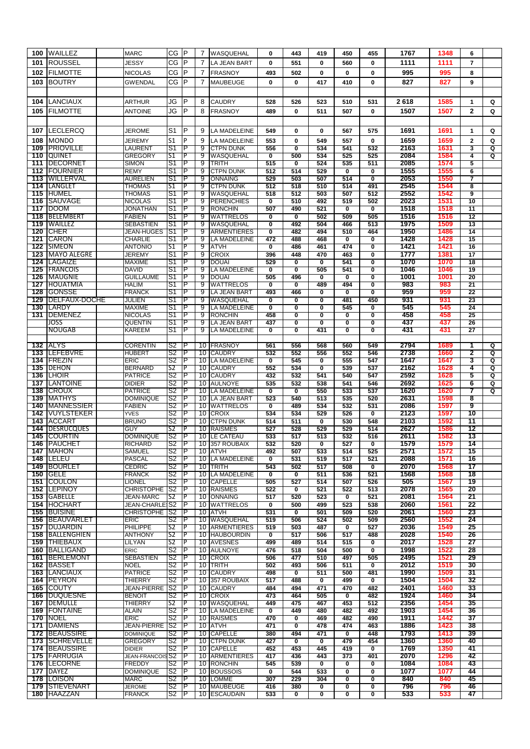| | | | | | | | | | | | | | | | | |
|---|---|---|---|---|---|---|---|---|---|---|---|---|---|---|---|---|
| 100 | WAILLEZ | | MARC | CG | P | 7 | WASQUEHAL | 0 | 443 | 419 | 450 | 455 | 1767 | 1348 | 6 | |
| 101 | ROUSSEL | | JESSY | CG | P | 7 | LA JEAN BART | 0 | 551 | 0 | 560 | 0 | 1111 | 1111 | 7 | |
| 102 | FILMOTTE | | NICOLAS | CG | P | 7 | FRASNOY | 493 | 502 | 0 | 0 | 0 | 995 | 995 | 8 | |
| 103 | BOUTRY | | GWENDAL | CG | P | 7 | MAUBEUGE | 0 | 0 | 417 | 410 | 0 | 827 | 827 | 9 | |
| | | | | | | | | | | | | | | | | |
| 104 | LANCIAUX | | ARTHUR | JG | P | 8 | CAUDRY | 528 | 526 | 523 | 510 | 531 | 2 618 | 1585 | 1 | Q |
| 105 | FILMOTTE | | ANTOINE | JG | P | 8 | FRASNOY | 489 | 0 | 511 | 507 | 0 | 1507 | 1507 | 2 | Q |
| | | | | | | | | | | | | | | | | |
| 107 | LECLERCQ | | JEROME | S1 | P | 9 | LA MADELEINE | 549 | 0 | 0 | 567 | 575 | 1691 | 1691 | 1 | Q |
| 108 | MONDO | | JEREMY | S1 | P | 9 | LA MADELEINE | 553 | 0 | 549 | 557 | 0 | 1659 | 1659 | 2 | Q |
| 109 | PRIOVILLE | | LAURENT | S1 | P | 9 | CTPN DUNK | 556 | 0 | 534 | 541 | 532 | 2163 | 1631 | 3 | Q |
| 110 | QUINET | | GREGORY | S1 | P | 9 | WASQUEHAL | 0 | 500 | 534 | 525 | 525 | 2084 | 1584 | 4 | Q |
| 111 | DECORNET | | SIMON | S1 | P | 9 | TRITH | 515 | 0 | 524 | 535 | 511 | 2085 | 1574 | 5 | |
| 112 | FOURNIER | | REMY | S1 | P | 9 | CTPN DUNK | 512 | 514 | 529 | 0 | 0 | 1555 | 1555 | 6 | |
| 113 | WILLERVAL | | AURELIEN | S1 | P | 9 | ONNAING | 529 | 503 | 507 | 514 | 0 | 2053 | 1550 | 7 | |
| 114 | LANGLET | | THOMAS | S1 | P | 9 | CTPN DUNK | 512 | 518 | 510 | 514 | 491 | 2545 | 1544 | 8 | |
| 115 | HUMEL | | THOMAS | S1 | P | 9 | WASQUEHAL | 518 | 512 | 503 | 507 | 512 | 2552 | 1542 | 9 | |
| 116 | SAUVAGE | | NICOLAS | S1 | P | 9 | PERENCHIES | 0 | 510 | 492 | 519 | 502 | 2023 | 1531 | 10 | |
| 117 | DOOM | | JONATHAN | S1 | P | 9 | RONCHIN | 507 | 490 | 521 | 0 | 0 | 1518 | 1518 | 11 | |
| 118 | BELEMBERT | | FABIEN | S1 | P | 9 | WATTRELOS | 0 | 0 | 502 | 509 | 505 | 1516 | 1516 | 12 | |
| 119 | WAILLEZ | | SEBASTIEN | S1 | P | 9 | WASQUEHAL | 0 | 492 | 504 | 466 | 513 | 1975 | 1509 | 13 | |
| 120 | CHER | | JEAN-HUGES | S1 | P | 9 | ARMENTIERES | 0 | 482 | 494 | 510 | 464 | 1950 | 1486 | 14 | |
| 121 | CARON | | CHARLIE | S1 | P | 9 | LA MADELEINE | 472 | 488 | 468 | 0 | 0 | 1428 | 1428 | 15 | |
| 122 | SIMEON | | ANTONIO | S1 | P | 9 | ATVH | 0 | 486 | 461 | 474 | 0 | 1421 | 1421 | 16 | |
| 123 | MAYO ALEGRE | | JEREMY | S1 | P | 9 | CROIX | 396 | 448 | 470 | 463 | 0 | 1777 | 1381 | 17 | |
| 124 | LAGAIZE | | MAXIME | S1 | P | 9 | DOUAI | 529 | 0 | 0 | 541 | 0 | 1070 | 1070 | 18 | |
| 125 | FRANCOIS | | DAVID | S1 | P | 9 | LA MADELEINE | 0 | 0 | 505 | 541 | 0 | 1046 | 1046 | 19 | |
| 126 | MAUGNIE | | GUILLAUME | S1 | P | 9 | DOUAI | 505 | 496 | 0 | 0 | 0 | 1001 | 1001 | 20 | |
| 127 | HOUATMIA | | HALIM | S1 | P | 9 | WATTRELOS | 0 | 0 | 489 | 494 | 0 | 983 | 983 | 21 | |
| 128 | GONSSE | | FRANCK | S1 | P | 9 | LA JEAN BART | 493 | 466 | 0 | 0 | 0 | 959 | 959 | 22 | |
| 129 | DELFAUX-DOCHE | | JULIEN | S1 | P | 9 | WASQUEHAL | 0 | 0 | 0 | 481 | 450 | 931 | 931 | 23 | |
| 130 | LARDY | | MAXIME | S1 | P | 9 | LA MADELEINE | 0 | 0 | 0 | 545 | 0 | 545 | 545 | 24 | |
| 131 | DEMENEZ | | NICOLAS | S1 | P | 9 | RONCHIN | 458 | 0 | 0 | 0 | 0 | 458 | 458 | 25 | |
| | JOSS | | QUENTIN | S1 | P | 9 | LA JEAN BART | 437 | 0 | 0 | 0 | 0 | 437 | 437 | 26 | |
| | NOUGAB | | KAREEM | S1 | P | 9 | LA MADELEINE | 0 | 0 | 431 | 0 | 0 | 431 | 431 | 27 | |
| | | | | | | | | | | | | | | | | |
| 132 | ALYS | | CORENTIN | S2 | P | 10 | FRASNOY | 561 | 556 | 568 | 560 | 549 | 2794 | 1689 | 1 | Q |
| 133 | LEFEBVRE | | HUBERT | S2 | P | 10 | CAUDRY | 532 | 552 | 556 | 552 | 546 | 2738 | 1660 | 2 | Q |
| 134 | FREZIN | | ERIC | S2 | P | 10 | LA MADELEINE | 0 | 545 | 0 | 555 | 547 | 1647 | 1647 | 3 | Q |
| 135 | DEHON | | BERNARD | S2 | P | 10 | CAUDRY | 552 | 534 | 0 | 539 | 537 | 2162 | 1628 | 4 | Q |
| 136 | LHOIR | | PATRICE | S2 | P | 10 | CAUDRY | 432 | 532 | 541 | 540 | 547 | 2592 | 1628 | 5 | Q |
| 137 | LANTOINE | | DIDIER | S2 | P | 10 | AULNOYE | 535 | 532 | 538 | 541 | 546 | 2692 | 1625 | 6 | Q |
| 138 | CROUX | | PATRICE | S2 | P | 10 | LA MADELEINE | 0 | 0 | 550 | 533 | 537 | 1620 | 1620 | 7 | Q |
| 139 | MATHYS | | DOMINIQUE | S2 | P | 10 | LA JEAN BART | 523 | 540 | 513 | 535 | 520 | 2631 | 1598 | 8 | |
| 140 | MANNESSIER | | FABIEN | S2 | P | 10 | WATTRELOS | 0 | 489 | 534 | 532 | 531 | 2086 | 1597 | 9 | |
| 142 | VUYLSTEKER | | YVES | S2 | P | 10 | CROIX | 534 | 534 | 529 | 526 | 0 | 2123 | 1597 | 10 | |
| 143 | ACCART | | BRUNO | S2 | P | 10 | CTPN DUNK | 514 | 511 | 0 | 530 | 548 | 2103 | 1592 | 11 | |
| 144 | DESRUCQUES | | GUY | S2 | P | 10 | RAISMES | 527 | 528 | 529 | 529 | 514 | 2627 | 1586 | 12 | |
| 145 | COURTIN | | DOMINIQUE | S2 | P | 10 | LE CATEAU | 533 | 517 | 513 | 532 | 516 | 2611 | 1582 | 13 | |
| 146 | PAUCHET | | RICHARD | S2 | P | 10 | 357 ROUBAIX | 532 | 520 | 0 | 527 | 0 | 1579 | 1579 | 14 | |
| 147 | MAHON | | SAMUEL | S2 | P | 10 | ATVH | 492 | 507 | 533 | 514 | 525 | 2571 | 1572 | 15 | |
| 148 | LELEU | | PASCAL | S2 | P | 10 | LA MADELEINE | 0 | 531 | 519 | 517 | 521 | 2088 | 1571 | 16 | |
| 149 | BOURLET | | CEDRIC | S2 | P | 10 | TRITH | 543 | 502 | 517 | 508 | 0 | 2070 | 1568 | 17 | |
| 150 | GELE | | FRANCK | S2 | P | 10 | LA MADELEINE | 0 | 0 | 511 | 536 | 521 | 1568 | 1568 | 18 | |
| 151 | COULON | | LIONEL | S2 | P | 10 | CAPELLE | 505 | 527 | 514 | 507 | 526 | 505 | 1567 | 19 | |
| 152 | LEPINOY | | CHRISTOPHE | S2 | P | 10 | RAISMES | 522 | 0 | 521 | 522 | 513 | 2078 | 1565 | 20 | |
| 153 | GABELLE | | JEAN-MARC | S2 | P | 10 | ONNAING | 517 | 520 | 523 | 0 | 521 | 2081 | 1564 | 21 | |
| 154 | HOCHART | | JEAN-CHARLE | S2 | P | 10 | WATTRELOS | 0 | 500 | 499 | 523 | 538 | 2060 | 1561 | 22 | |
| 155 | BUISINE | | CHRISTOPHE | S2 | P | 10 | ATVH | 531 | 0 | 501 | 509 | 520 | 2061 | 1560 | 23 | |
| 156 | BEAUVARLET | | ERIC | S2 | P | 10 | WASQUEHAL | 519 | 506 | 524 | 502 | 509 | 2560 | 1552 | 24 | |
| 157 | DUJARDIN | | PHILIPPE | S2 | P | 10 | ARMENTIERES | 519 | 503 | 487 | 0 | 527 | 2036 | 1549 | 25 | |
| 158 | BALLENGHIEN | | ANTHONY | S2 | P | 10 | HAUBOURDIN | 0 | 517 | 506 | 517 | 488 | 2028 | 1540 | 26 | |
| 159 | THIEBAUX | | LILYAN | S2 | P | 10 | AVESNES | 499 | 489 | 514 | 515 | 0 | 2017 | 1528 | 27 | |
| 160 | BALLIGAND | | ERIC | S2 | P | 10 | AULNOYE | 476 | 518 | 504 | 500 | 0 | 1998 | 1522 | 28 | |
| 161 | BERLEMONT | | SEBASTIEN | S2 | P | 10 | CROIX | 506 | 477 | 510 | 497 | 505 | 2495 | 1521 | 29 | |
| 162 | BASSET | | NOEL | S2 | P | 10 | TRITH | 502 | 493 | 506 | 511 | 0 | 2012 | 1519 | 30 | |
| 163 | LANCIAUX | | PATRICE | S2 | P | 10 | CAUDRY | 498 | 0 | 511 | 500 | 481 | 1990 | 1509 | 31 | |
| 164 | PEYRON | | THIERRY | S2 | P | 10 | 357 ROUBAIX | 517 | 488 | 0 | 499 | 0 | 1504 | 1504 | 32 | |
| 165 | COUTY | | JEAN-PIERRE | S2 | P | 10 | CAUDRY | 484 | 494 | 471 | 470 | 482 | 2401 | 1460 | 33 | |
| 166 | DUQUESNE | | BENOIT | S2 | P | 10 | CROIX | 473 | 464 | 505 | 0 | 482 | 1924 | 1460 | 34 | |
| 167 | DEMULLE | | THIERRY | S2 | P | 10 | WASQUEHAL | 449 | 475 | 467 | 453 | 512 | 2356 | 1454 | 35 | |
| 169 | FONTAINE | | ALAIN | S2 | P | 10 | LA MADELEINE | 0 | 449 | 480 | 482 | 492 | 1903 | 1454 | 36 | |
| 170 | NOEL | | ERIC | S2 | P | 10 | RAISMES | 470 | 0 | 469 | 482 | 490 | 1911 | 1442 | 37 | |
| 171 | DAMIENS | | JEAN-PIERRE | S2 | P | 10 | ATVH | 471 | 0 | 478 | 474 | 463 | 1886 | 1423 | 38 | |
| 172 | BEAUSSIRE | | DOMINIQUE | S2 | P | 10 | CAPELLE | 380 | 494 | 471 | 0 | 448 | 1793 | 1413 | 39 | |
| 173 | SCHREVELLE | | GREGORY | S2 | P | 10 | CTPN DUNK | 427 | 0 | 0 | 479 | 454 | 1360 | 1360 | 40 | |
| 174 | BEAUSSIRE | | DIDIER | S2 | P | 10 | CAPELLE | 452 | 453 | 445 | 419 | 0 | 1769 | 1350 | 41 | |
| 175 | FARRUGIA | | JEAN-FRANCOIS | S2 | P | 10 | ARMENTIERES | 417 | 436 | 443 | 373 | 401 | 2070 | 1296 | 42 | |
| 176 | LECORNE | | FREDDY | S2 | P | 10 | RONCHIN | 545 | 539 | 0 | 0 | 0 | 1084 | 1084 | 43 | |
| 177 | DAYEZ | | DOMINIQUE | S2 | P | 10 | BOUSSOIS | 0 | 544 | 533 | 0 | 0 | 1077 | 1077 | 44 | |
| 178 | LOISON | | MARC | S2 | P | 10 | LOMME | 307 | 229 | 304 | 0 | 0 | 840 | 840 | 45 | |
| 179 | STIEVENART | | JEROME | S2 | P | 10 | MAUBEUGE | 416 | 380 | 0 | 0 | 0 | 796 | 796 | 46 | |
| 180 | HAAZZAN | | FRANCK | S2 | P | 10 | ESCAUDAIN | 533 | 0 | 0 | 0 | 0 | 533 | 533 | 47 | |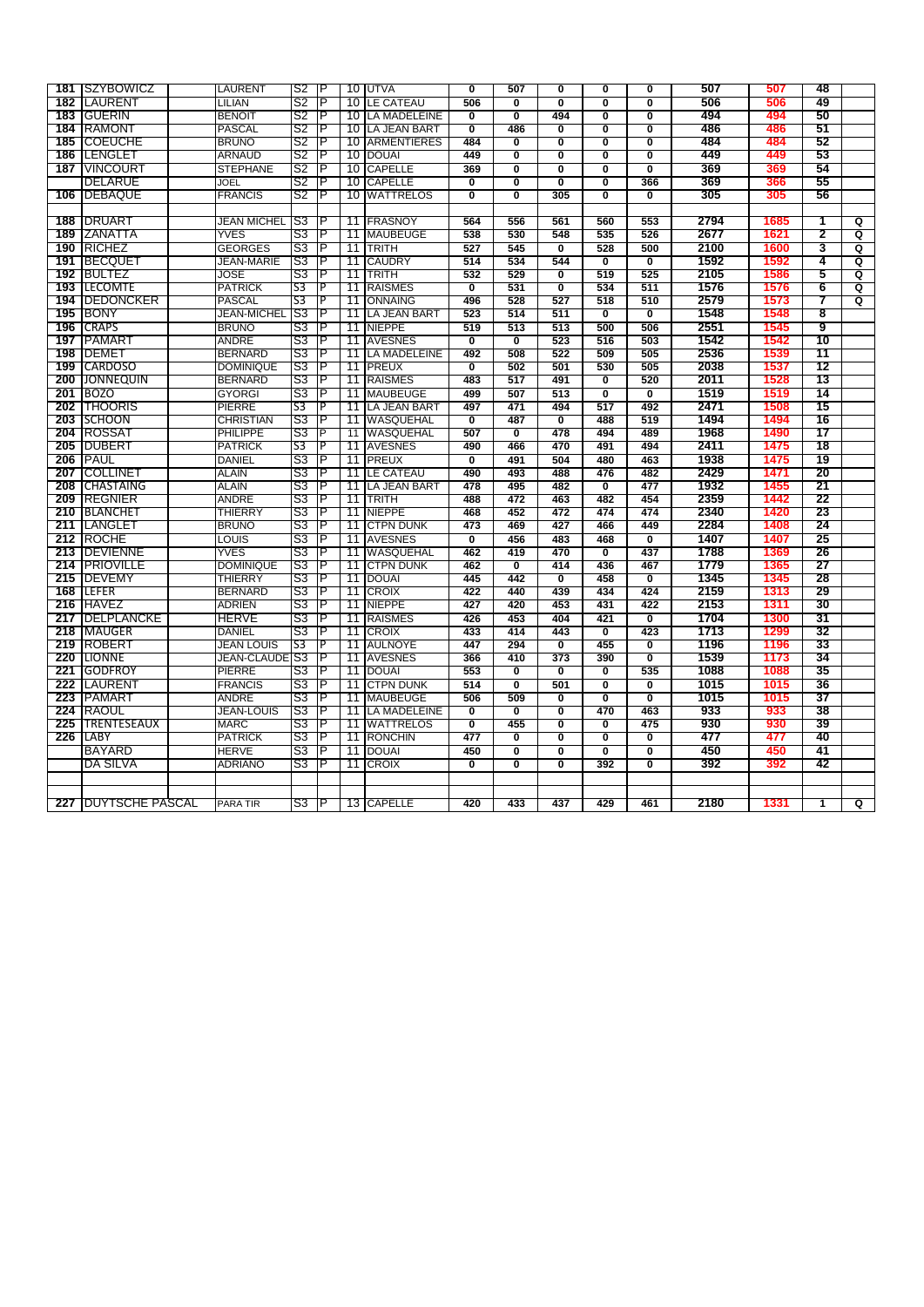| | | | | | | | | | | | | | | | | |
|---|---|---|---|---|---|---|---|---|---|---|---|---|---|---|---|---|
| 181 | SZYBOWICZ | | LAURENT | S2 | P | 10 | UTVA | 0 | 507 | 0 | 0 | 0 | 507 | 507 | 48 | |
| 182 | LAURENT | | LILIAN | S2 | P | 10 | LE CATEAU | 506 | 0 | 0 | 0 | 0 | 506 | 506 | 49 | |
| 183 | GUERIN | | BENOIT | S2 | P | 10 | LA MADELEINE | 0 | 0 | 494 | 0 | 0 | 494 | 494 | 50 | |
| 184 | RAMONT | | PASCAL | S2 | P | 10 | LA JEAN BART | 0 | 486 | 0 | 0 | 0 | 486 | 486 | 51 | |
| 185 | COEUCHE | | BRUNO | S2 | P | 10 | ARMENTIERES | 484 | 0 | 0 | 0 | 0 | 484 | 484 | 52 | |
| 186 | LENGLET | | ARNAUD | S2 | P | 10 | DOUAI | 449 | 0 | 0 | 0 | 0 | 449 | 449 | 53 | |
| 187 | VINCOURT | | STEPHANE | S2 | P | 10 | CAPELLE | 369 | 0 | 0 | 0 | 0 | 369 | 369 | 54 | |
| | DELARUE | | JOEL | S2 | P | 10 | CAPELLE | 0 | 0 | 0 | 0 | 366 | 369 | 366 | 55 | |
| 106 | DEBAQUE | | FRANCIS | S2 | P | 10 | WATTRELOS | 0 | 0 | 305 | 0 | 0 | 305 | 305 | 56 | |
| | | | | | | | | | | | | | | | | |
| 188 | DRUART | | JEAN MICHEL | S3 | P | 11 | FRASNOY | 564 | 556 | 561 | 560 | 553 | 2794 | 1685 | 1 | Q |
| 189 | ZANATTA | | YVES | S3 | P | 11 | MAUBEUGE | 538 | 530 | 548 | 535 | 526 | 2677 | 1621 | 2 | Q |
| 190 | RICHEZ | | GEORGES | S3 | P | 11 | TRITH | 527 | 545 | 0 | 528 | 500 | 2100 | 1600 | 3 | Q |
| 191 | BECQUET | | JEAN-MARIE | S3 | P | 11 | CAUDRY | 514 | 534 | 544 | 0 | 0 | 1592 | 1592 | 4 | Q |
| 192 | BULTEZ | | JOSE | S3 | P | 11 | TRITH | 532 | 529 | 0 | 519 | 525 | 2105 | 1586 | 5 | Q |
| 193 | LECOMTE | | PATRICK | S3 | P | 11 | RAISMES | 0 | 531 | 0 | 534 | 511 | 1576 | 1576 | 6 | Q |
| 194 | DEDONCKER | | PASCAL | S3 | P | 11 | ONNAING | 496 | 528 | 527 | 518 | 510 | 2579 | 1573 | 7 | Q |
| 195 | BONY | | JEAN-MICHEL | S3 | P | 11 | LA JEAN BART | 523 | 514 | 511 | 0 | 0 | 1548 | 1548 | 8 | |
| 196 | CRAPS | | BRUNO | S3 | P | 11 | NIEPPE | 519 | 513 | 513 | 500 | 506 | 2551 | 1545 | 9 | |
| 197 | PAMART | | ANDRE | S3 | P | 11 | AVESNES | 0 | 0 | 523 | 516 | 503 | 1542 | 1542 | 10 | |
| 198 | DEMET | | BERNARD | S3 | P | 11 | LA MADELEINE | 492 | 508 | 522 | 509 | 505 | 2536 | 1539 | 11 | |
| 199 | CARDOSO | | DOMINIQUE | S3 | P | 11 | PREUX | 0 | 502 | 501 | 530 | 505 | 2038 | 1537 | 12 | |
| 200 | JONNEQUIN | | BERNARD | S3 | P | 11 | RAISMES | 483 | 517 | 491 | 0 | 520 | 2011 | 1528 | 13 | |
| 201 | BOZO | | GYORGI | S3 | P | 11 | MAUBEUGE | 499 | 507 | 513 | 0 | 0 | 1519 | 1519 | 14 | |
| 202 | THOORIS | | PIERRE | S3 | P | 11 | LA JEAN BART | 497 | 471 | 494 | 517 | 492 | 2471 | 1508 | 15 | |
| 203 | SCHOON | | CHRISTIAN | S3 | P | 11 | WASQUEHAL | 0 | 487 | 0 | 488 | 519 | 1494 | 1494 | 16 | |
| 204 | ROSSAT | | PHILIPPE | S3 | P | 11 | WASQUEHAL | 507 | 0 | 478 | 494 | 489 | 1968 | 1490 | 17 | |
| 205 | DUBERT | | PATRICK | S3 | P | 11 | AVESNES | 490 | 466 | 470 | 491 | 494 | 2411 | 1475 | 18 | |
| 206 | PAUL | | DANIEL | S3 | P | 11 | PREUX | 0 | 491 | 504 | 480 | 463 | 1938 | 1475 | 19 | |
| 207 | COLLINET | | ALAIN | S3 | P | 11 | LE CATEAU | 490 | 493 | 488 | 476 | 482 | 2429 | 1471 | 20 | |
| 208 | CHASTAING | | ALAIN | S3 | P | 11 | LA JEAN BART | 478 | 495 | 482 | 0 | 477 | 1932 | 1455 | 21 | |
| 209 | REGNIER | | ANDRE | S3 | P | 11 | TRITH | 488 | 472 | 463 | 482 | 454 | 2359 | 1442 | 22 | |
| 210 | BLANCHET | | THIERRY | S3 | P | 11 | NIEPPE | 468 | 452 | 472 | 474 | 474 | 2340 | 1420 | 23 | |
| 211 | LANGLET | | BRUNO | S3 | P | 11 | CTPN DUNK | 473 | 469 | 427 | 466 | 449 | 2284 | 1408 | 24 | |
| 212 | ROCHE | | LOUIS | S3 | P | 11 | AVESNES | 0 | 456 | 483 | 468 | 0 | 1407 | 1407 | 25 | |
| 213 | DEVIENNE | | YVES | S3 | P | 11 | WASQUEHAL | 462 | 419 | 470 | 0 | 437 | 1788 | 1369 | 26 | |
| 214 | PRIOVILLE | | DOMINIQUE | S3 | P | 11 | CTPN DUNK | 462 | 0 | 414 | 436 | 467 | 1779 | 1365 | 27 | |
| 215 | DEVEMY | | THIERRY | S3 | P | 11 | DOUAI | 445 | 442 | 0 | 458 | 0 | 1345 | 1345 | 28 | |
| 168 | LEFER | | BERNARD | S3 | P | 11 | CROIX | 422 | 440 | 439 | 434 | 424 | 2159 | 1313 | 29 | |
| 216 | HAVEZ | | ADRIEN | S3 | P | 11 | NIEPPE | 427 | 420 | 453 | 431 | 422 | 2153 | 1311 | 30 | |
| 217 | DELPLANCKE | | HERVE | S3 | P | 11 | RAISMES | 426 | 453 | 404 | 421 | 0 | 1704 | 1300 | 31 | |
| 218 | MAUGER | | DANIEL | S3 | P | 11 | CROIX | 433 | 414 | 443 | 0 | 423 | 1713 | 1299 | 32 | |
| 219 | ROBERT | | JEAN LOUIS | S3 | P | 11 | AULNOYE | 447 | 294 | 0 | 455 | 0 | 1196 | 1196 | 33 | |
| 220 | LIONNE | | JEAN-CLAUDE | S3 | P | 11 | AVESNES | 366 | 410 | 373 | 390 | 0 | 1539 | 1173 | 34 | |
| 221 | GODFROY | | PIERRE | S3 | P | 11 | DOUAI | 553 | 0 | 0 | 0 | 535 | 1088 | 1088 | 35 | |
| 222 | LAURENT | | FRANCIS | S3 | P | 11 | CTPN DUNK | 514 | 0 | 501 | 0 | 0 | 1015 | 1015 | 36 | |
| 223 | PAMART | | ANDRE | S3 | P | 11 | MAUBEUGE | 506 | 509 | 0 | 0 | 0 | 1015 | 1015 | 37 | |
| 224 | RAOUL | | JEAN-LOUIS | S3 | P | 11 | LA MADELEINE | 0 | 0 | 0 | 470 | 463 | 933 | 933 | 38 | |
| 225 | TRENTESEAUX | | MARC | S3 | P | 11 | WATTRELOS | 0 | 455 | 0 | 0 | 475 | 930 | 930 | 39 | |
| 226 | LABY | | PATRICK | S3 | P | 11 | RONCHIN | 477 | 0 | 0 | 0 | 0 | 477 | 477 | 40 | |
| | BAYARD | | HERVE | S3 | P | 11 | DOUAI | 450 | 0 | 0 | 0 | 0 | 450 | 450 | 41 | |
| | DA SILVA | | ADRIANO | S3 | P | 11 | CROIX | 0 | 0 | 0 | 392 | 0 | 392 | 392 | 42 | |
| | | | | | | | | | | | | | | | | |
| 227 | DUYTSCHE PASCAL | | PARA TIR | S3 | P | 13 | CAPELLE | 420 | 433 | 437 | 429 | 461 | 2180 | 1331 | 1 | Q |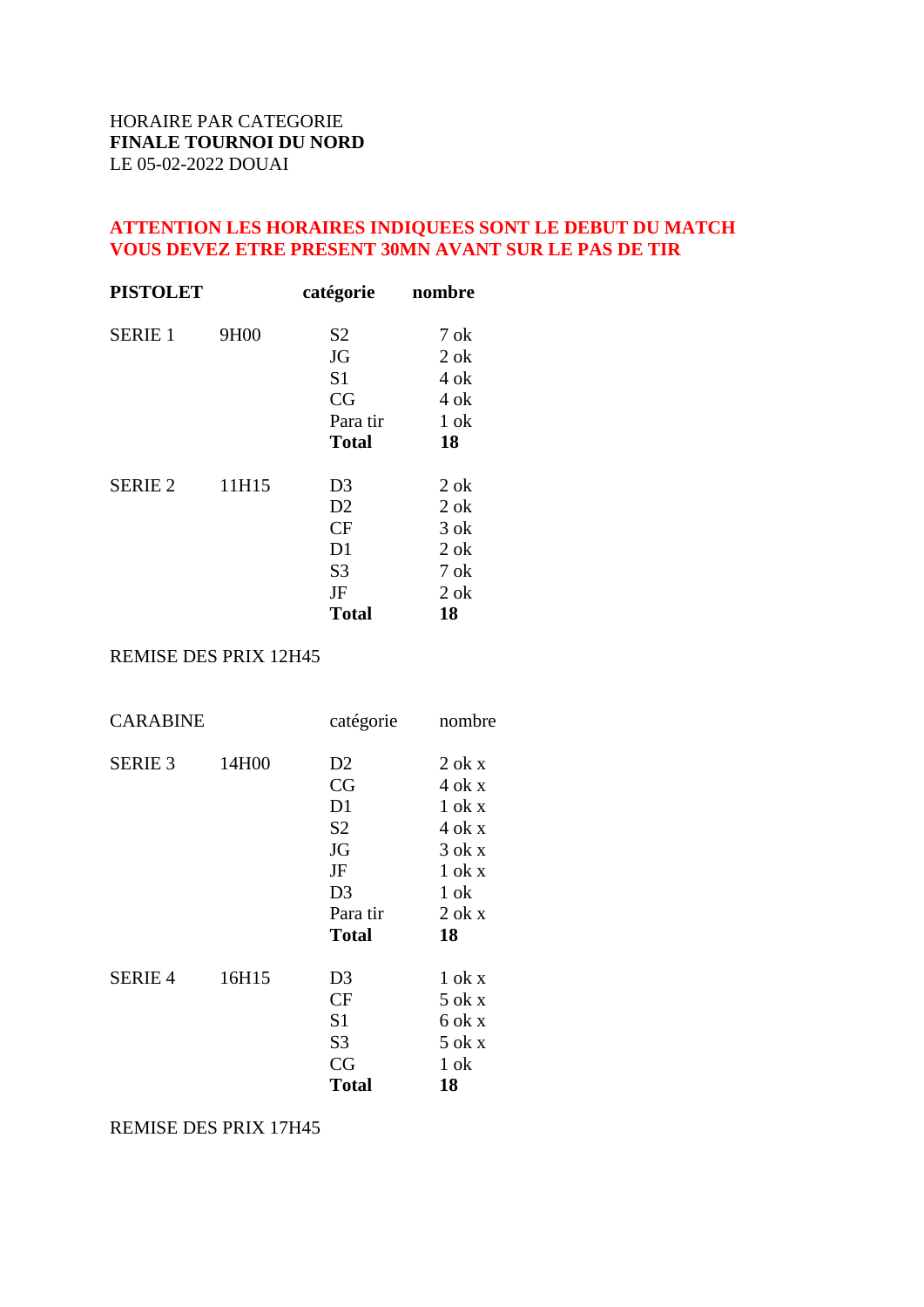HORAIRE PAR CATEGORIE
**FINALE TOURNOI DU NORD**
LE 05-02-2022 DOUAI

**ATTENTION LES HORAIRES INDIQUEES SONT LE DEBUT DU MATCH**
**VOUS DEVEZ ETRE PRESENT 30MN AVANT SUR LE PAS DE TIR**

| **PISTOLET** | | **catégorie** | **nombre** |
|---|---|---|---|
| SERIE 1 | 9H00 | S2 | 7 ok |
| | | JG | 2 ok |
| | | S1 | 4 ok |
| | | CG | 4 ok |
| | | Para tir | 1 ok |
| | | **Total** | **18** |
| SERIE 2 | 11H15 | D3 | 2 ok |
| | | D2 | 2 ok |
| | | CF | 3 ok |
| | | D1 | 2 ok |
| | | S3 | 7 ok |
| | | JF | 2 ok |
| | | **Total** | **18** |

REMISE DES PRIX 12H45

| CARABINE | | catégorie | nombre |
|---|---|---|---|
| SERIE 3 | 14H00 | D2 | 2 ok x |
| | | CG | 4 ok x |
| | | D1 | 1 ok x |
| | | S2 | 4 ok x |
| | | JG | 3 ok x |
| | | JF | 1 ok x |
| | | D3 | 1 ok |
| | | Para tir | 2 ok x |
| | | **Total** | **18** |
| SERIE 4 | 16H15 | D3 | 1 ok x |
| | | CF | 5 ok x |
| | | S1 | 6 ok x |
| | | S3 | 5 ok x |
| | | CG | 1 ok |
| | | **Total** | **18** |

REMISE DES PRIX 17H45